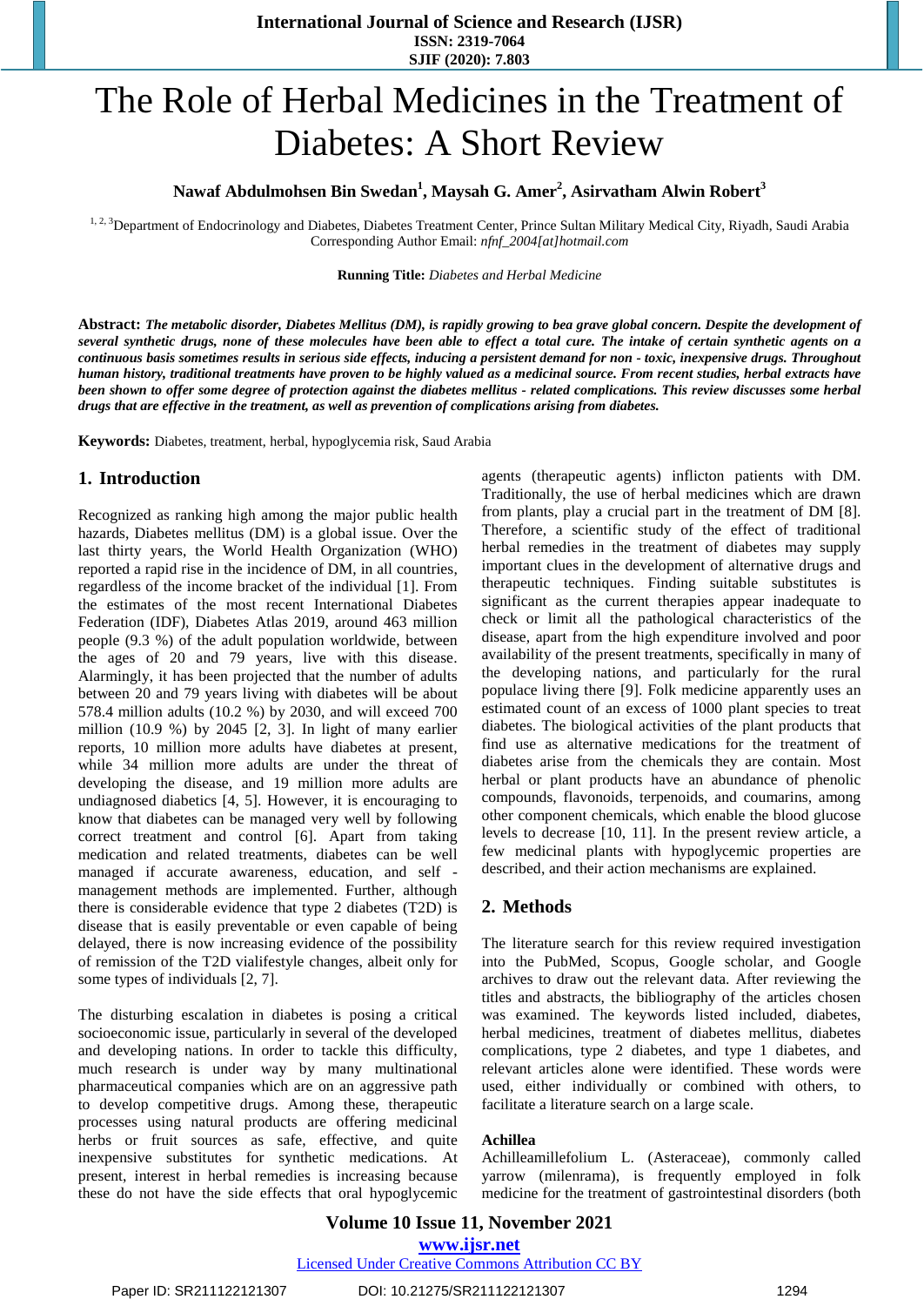# The Role of Herbal Medicines in the Treatment of Diabetes: A Short Review

**Nawaf Abdulmohsen Bin Swedan[1], Maysah G. Amer[2], Asirvatham Alwin Robert[3]**

[1, 2, 3]Department of Endocrinology and Diabetes, Diabetes Treatment Center, Prince Sultan Military Medical City, Riyadh, Saudi Arabia
Corresponding Author Email: *nfnf_2004[at]hotmail.com*

**Running Title:** *Diabetes and Herbal Medicine*

**Abstract:** ***The metabolic disorder, Diabetes Mellitus (DM), is rapidly growing to bea grave global concern. Despite the development of several synthetic drugs, none of these molecules have been able to effect a total cure. The intake of certain synthetic agents on a continuous basis sometimes results in serious side effects, inducing a persistent demand for non - toxic, inexpensive drugs. Throughout human history, traditional treatments have proven to be highly valued as a medicinal source. From recent studies, herbal extracts have been shown to offer some degree of protection against the diabetes mellitus - related complications. This review discusses some herbal drugs that are effective in the treatment, as well as prevention of complications arising from diabetes.***

**Keywords:** Diabetes, treatment, herbal, hypoglycemia risk, Saud Arabia

## 1. Introduction

Recognized as ranking high among the major public health hazards, Diabetes mellitus (DM) is a global issue. Over the last thirty years, the World Health Organization (WHO) reported a rapid rise in the incidence of DM, in all countries, regardless of the income bracket of the individual [1]. From the estimates of the most recent International Diabetes Federation (IDF), Diabetes Atlas 2019, around 463 million people (9.3 %) of the adult population worldwide, between the ages of 20 and 79 years, live with this disease. Alarmingly, it has been projected that the number of adults between 20 and 79 years living with diabetes will be about 578.4 million adults (10.2 %) by 2030, and will exceed 700 million (10.9 %) by 2045 [2, 3]. In light of many earlier reports, 10 million more adults have diabetes at present, while 34 million more adults are under the threat of developing the disease, and 19 million more adults are undiagnosed diabetics [4, 5]. However, it is encouraging to know that diabetes can be managed very well by following correct treatment and control [6]. Apart from taking medication and related treatments, diabetes can be well managed if accurate awareness, education, and self - management methods are implemented. Further, although there is considerable evidence that type 2 diabetes (T2D) is disease that is easily preventable or even capable of being delayed, there is now increasing evidence of the possibility of remission of the T2D vialifestyle changes, albeit only for some types of individuals [2, 7].

The disturbing escalation in diabetes is posing a critical socioeconomic issue, particularly in several of the developed and developing nations. In order to tackle this difficulty, much research is under way by many multinational pharmaceutical companies which are on an aggressive path to develop competitive drugs. Among these, therapeutic processes using natural products are offering medicinal herbs or fruit sources as safe, effective, and quite inexpensive substitutes for synthetic medications. At present, interest in herbal remedies is increasing because these do not have the side effects that oral hypoglycemic agents (therapeutic agents) inflicton patients with DM. Traditionally, the use of herbal medicines which are drawn from plants, play a crucial part in the treatment of DM [8]. Therefore, a scientific study of the effect of traditional herbal remedies in the treatment of diabetes may supply important clues in the development of alternative drugs and therapeutic techniques. Finding suitable substitutes is significant as the current therapies appear inadequate to check or limit all the pathological characteristics of the disease, apart from the high expenditure involved and poor availability of the present treatments, specifically in many of the developing nations, and particularly for the rural populace living there [9]. Folk medicine apparently uses an estimated count of an excess of 1000 plant species to treat diabetes. The biological activities of the plant products that find use as alternative medications for the treatment of diabetes arise from the chemicals they are contain. Most herbal or plant products have an abundance of phenolic compounds, flavonoids, terpenoids, and coumarins, among other component chemicals, which enable the blood glucose levels to decrease [10, 11]. In the present review article, a few medicinal plants with hypoglycemic properties are described, and their action mechanisms are explained.

## 2. Methods

The literature search for this review required investigation into the PubMed, Scopus, Google scholar, and Google archives to draw out the relevant data. After reviewing the titles and abstracts, the bibliography of the articles chosen was examined. The keywords listed included, diabetes, herbal medicines, treatment of diabetes mellitus, diabetes complications, type 2 diabetes, and type 1 diabetes, and relevant articles alone were identified. These words were used, either individually or combined with others, to facilitate a literature search on a large scale.

**Achillea**

Achilleamillefolium L. (Asteraceae), commonly called yarrow (milenrama), is frequently employed in folk medicine for the treatment of gastrointestinal disorders (both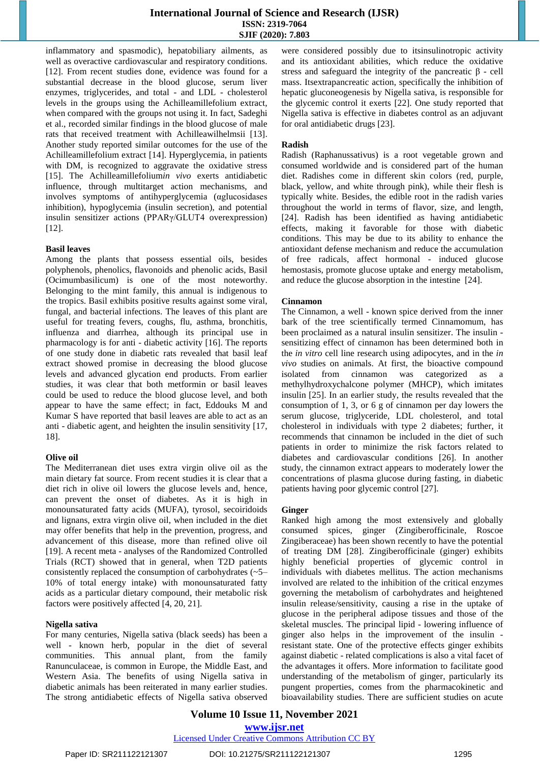inflammatory and spasmodic), hepatobiliary ailments, as well as overactive cardiovascular and respiratory conditions. [12]. From recent studies done, evidence was found for a substantial decrease in the blood glucose, serum liver enzymes, triglycerides, and total - and LDL - cholesterol levels in the groups using the Achilleamillefolium extract, when compared with the groups not using it. In fact, Sadeghi et al., recorded similar findings in the blood glucose of male rats that received treatment with Achilleawilhelmsii [13]. Another study reported similar outcomes for the use of the Achilleamillefolium extract [14]. Hyperglycemia, in patients with DM, is recognized to aggravate the oxidative stress [15]. The Achilleamillefolium*in vivo* exerts antidiabetic influence, through multitarget action mechanisms, and involves symptoms of antihyperglycemia (αglucosidases inhibition), hypoglycemia (insulin secretion), and potential insulin sensitizer actions (PPARγ/GLUT4 overexpression) [12].

## Basil leaves

Among the plants that possess essential oils, besides polyphenols, phenolics, flavonoids and phenolic acids, Basil (Ocimumbasilicum) is one of the most noteworthy. Belonging to the mint family, this annual is indigenous to the tropics. Basil exhibits positive results against some viral, fungal, and bacterial infections. The leaves of this plant are useful for treating fevers, coughs, flu, asthma, bronchitis, influenza and diarrhea, although its principal use in pharmacology is for anti - diabetic activity [16]. The reports of one study done in diabetic rats revealed that basil leaf extract showed promise in decreasing the blood glucose levels and advanced glycation end products. From earlier studies, it was clear that both metformin or basil leaves could be used to reduce the blood glucose level, and both appear to have the same effect; in fact, Eddouks M and Kumar S have reported that basil leaves are able to act as an anti - diabetic agent, and heighten the insulin sensitivity [17, 18].

## Olive oil

The Mediterranean diet uses extra virgin olive oil as the main dietary fat source. From recent studies it is clear that a diet rich in olive oil lowers the glucose levels and, hence, can prevent the onset of diabetes. As it is high in monounsaturated fatty acids (MUFA), tyrosol, secoiridoids and lignans, extra virgin olive oil, when included in the diet may offer benefits that help in the prevention, progress, and advancement of this disease, more than refined olive oil [19]. A recent meta - analyses of the Randomized Controlled Trials (RCT) showed that in general, when T2D patients consistently replaced the consumption of carbohydrates (~5–10% of total energy intake) with monounsaturated fatty acids as a particular dietary compound, their metabolic risk factors were positively affected [4, 20, 21].

## Nigella sativa

For many centuries, Nigella sativa (black seeds) has been a well - known herb, popular in the diet of several communities. This annual plant, from the family Ranunculaceae, is common in Europe, the Middle East, and Western Asia. The benefits of using Nigella sativa in diabetic animals has been reiterated in many earlier studies. The strong antidiabetic effects of Nigella sativa observed were considered possibly due to itsinsulinotropic activity and its antioxidant abilities, which reduce the oxidative stress and safeguard the integrity of the pancreatic β - cell mass. Itsextrapancreatic action, specifically the inhibition of hepatic gluconeogenesis by Nigella sativa, is responsible for the glycemic control it exerts [22]. One study reported that Nigella sativa is effective in diabetes control as an adjuvant for oral antidiabetic drugs [23].

## Radish

Radish (Raphanussativus) is a root vegetable grown and consumed worldwide and is considered part of the human diet. Radishes come in different skin colors (red, purple, black, yellow, and white through pink), while their flesh is typically white. Besides, the edible root in the radish varies throughout the world in terms of flavor, size, and length, [24]. Radish has been identified as having antidiabetic effects, making it favorable for those with diabetic conditions. This may be due to its ability to enhance the antioxidant defense mechanism and reduce the accumulation of free radicals, affect hormonal - induced glucose hemostasis, promote glucose uptake and energy metabolism, and reduce the glucose absorption in the intestine [24].

## Cinnamon

The Cinnamon, a well - known spice derived from the inner bark of the tree scientifically termed Cinnamomum, has been proclaimed as a natural insulin sensitizer. The insulin - sensitizing effect of cinnamon has been determined both in the *in vitro* cell line research using adipocytes, and in the *in vivo* studies on animals. At first, the bioactive compound isolated from cinnamon was categorized as a methylhydroxychalcone polymer (MHCP), which imitates insulin [25]. In an earlier study, the results revealed that the consumption of 1, 3, or 6 g of cinnamon per day lowers the serum glucose, triglyceride, LDL cholesterol, and total cholesterol in individuals with type 2 diabetes; further, it recommends that cinnamon be included in the diet of such patients in order to minimize the risk factors related to diabetes and cardiovascular conditions [26]. In another study, the cinnamon extract appears to moderately lower the concentrations of plasma glucose during fasting, in diabetic patients having poor glycemic control [27].

## Ginger

Ranked high among the most extensively and globally consumed spices, ginger (Zingiberofficinale, Roscoe Zingiberaceae) has been shown recently to have the potential of treating DM [28]. Zingiberofficinale (ginger) exhibits highly beneficial properties of glycemic control in individuals with diabetes mellitus. The action mechanisms involved are related to the inhibition of the critical enzymes governing the metabolism of carbohydrates and heightened insulin release/sensitivity, causing a rise in the uptake of glucose in the peripheral adipose tissues and those of the skeletal muscles. The principal lipid - lowering influence of ginger also helps in the improvement of the insulin - resistant state. One of the protective effects ginger exhibits against diabetic - related complications is also a vital facet of the advantages it offers. More information to facilitate good understanding of the metabolism of ginger, particularly its pungent properties, comes from the pharmacokinetic and bioavailability studies. There are sufficient studies on acute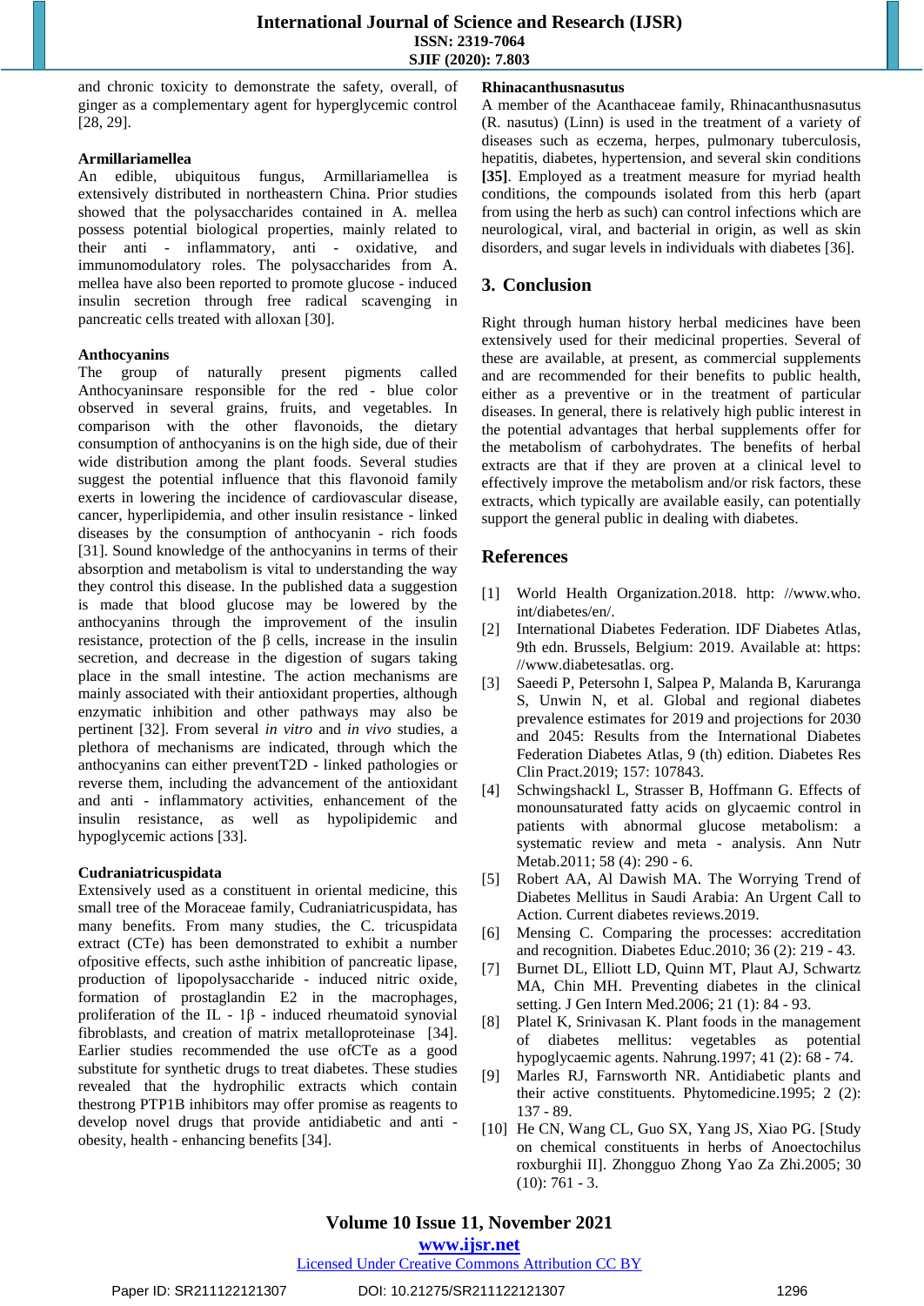and chronic toxicity to demonstrate the safety, overall, of ginger as a complementary agent for hyperglycemic control [28, 29].

**Armillariamellea**

An edible, ubiquitous fungus, Armillariamellea is extensively distributed in northeastern China. Prior studies showed that the polysaccharides contained in A. mellea possess potential biological properties, mainly related to their anti - inflammatory, anti - oxidative, and immunomodulatory roles. The polysaccharides from A. mellea have also been reported to promote glucose - induced insulin secretion through free radical scavenging in pancreatic cells treated with alloxan [30].

**Anthocyanins**

The group of naturally present pigments called Anthocyaninsare responsible for the red - blue color observed in several grains, fruits, and vegetables. In comparison with the other flavonoids, the dietary consumption of anthocyanins is on the high side, due of their wide distribution among the plant foods. Several studies suggest the potential influence that this flavonoid family exerts in lowering the incidence of cardiovascular disease, cancer, hyperlipidemia, and other insulin resistance - linked diseases by the consumption of anthocyanin - rich foods [31]. Sound knowledge of the anthocyanins in terms of their absorption and metabolism is vital to understanding the way they control this disease. In the published data a suggestion is made that blood glucose may be lowered by the anthocyanins through the improvement of the insulin resistance, protection of the β cells, increase in the insulin secretion, and decrease in the digestion of sugars taking place in the small intestine. The action mechanisms are mainly associated with their antioxidant properties, although enzymatic inhibition and other pathways may also be pertinent [32]. From several *in vitro* and *in vivo* studies, a plethora of mechanisms are indicated, through which the anthocyanins can either preventT2D - linked pathologies or reverse them, including the advancement of the antioxidant and anti - inflammatory activities, enhancement of the insulin resistance, as well as hypolipidemic and hypoglycemic actions [33].

**Cudraniatricuspidata**

Extensively used as a constituent in oriental medicine, this small tree of the Moraceae family, Cudraniatricuspidata, has many benefits. From many studies, the C. tricuspidata extract (CTe) has been demonstrated to exhibit a number ofpositive effects, such asthe inhibition of pancreatic lipase, production of lipopolysaccharide - induced nitric oxide, formation of prostaglandin E2 in the macrophages, proliferation of the IL - 1β - induced rheumatoid synovial fibroblasts, and creation of matrix metalloproteinase [34]. Earlier studies recommended the use ofCTe as a good substitute for synthetic drugs to treat diabetes. These studies revealed that the hydrophilic extracts which contain thestrong PTP1B inhibitors may offer promise as reagents to develop novel drugs that provide antidiabetic and anti - obesity, health - enhancing benefits [34].

**Rhinacanthusnasutus**

A member of the Acanthaceae family, Rhinacanthusnasutus (R. nasutus) (Linn) is used in the treatment of a variety of diseases such as eczema, herpes, pulmonary tuberculosis, hepatitis, diabetes, hypertension, and several skin conditions **[35]**. Employed as a treatment measure for myriad health conditions, the compounds isolated from this herb (apart from using the herb as such) can control infections which are neurological, viral, and bacterial in origin, as well as skin disorders, and sugar levels in individuals with diabetes [36].

## 3. Conclusion

Right through human history herbal medicines have been extensively used for their medicinal properties. Several of these are available, at present, as commercial supplements and are recommended for their benefits to public health, either as a preventive or in the treatment of particular diseases. In general, there is relatively high public interest in the potential advantages that herbal supplements offer for the metabolism of carbohydrates. The benefits of herbal extracts are that if they are proven at a clinical level to effectively improve the metabolism and/or risk factors, these extracts, which typically are available easily, can potentially support the general public in dealing with diabetes.

## References

[1] World Health Organization.2018. http: //www.who. int/diabetes/en/.

[2] International Diabetes Federation. IDF Diabetes Atlas, 9th edn. Brussels, Belgium: 2019. Available at: https: //www.diabetesatlas. org.

[3] Saeedi P, Petersohn I, Salpea P, Malanda B, Karuranga S, Unwin N, et al. Global and regional diabetes prevalence estimates for 2019 and projections for 2030 and 2045: Results from the International Diabetes Federation Diabetes Atlas, 9 (th) edition. Diabetes Res Clin Pract.2019; 157: 107843.

[4] Schwingshackl L, Strasser B, Hoffmann G. Effects of monounsaturated fatty acids on glycaemic control in patients with abnormal glucose metabolism: a systematic review and meta - analysis. Ann Nutr Metab.2011; 58 (4): 290 - 6.

[5] Robert AA, Al Dawish MA. The Worrying Trend of Diabetes Mellitus in Saudi Arabia: An Urgent Call to Action. Current diabetes reviews.2019.

[6] Mensing C. Comparing the processes: accreditation and recognition. Diabetes Educ.2010; 36 (2): 219 - 43.

[7] Burnet DL, Elliott LD, Quinn MT, Plaut AJ, Schwartz MA, Chin MH. Preventing diabetes in the clinical setting. J Gen Intern Med.2006; 21 (1): 84 - 93.

[8] Platel K, Srinivasan K. Plant foods in the management of diabetes mellitus: vegetables as potential hypoglycaemic agents. Nahrung.1997; 41 (2): 68 - 74.

[9] Marles RJ, Farnsworth NR. Antidiabetic plants and their active constituents. Phytomedicine.1995; 2 (2): 137 - 89.

[10] He CN, Wang CL, Guo SX, Yang JS, Xiao PG. [Study on chemical constituents in herbs of Anoectochilus roxburghii II]. Zhongguo Zhong Yao Za Zhi.2005; 30 (10): 761 - 3.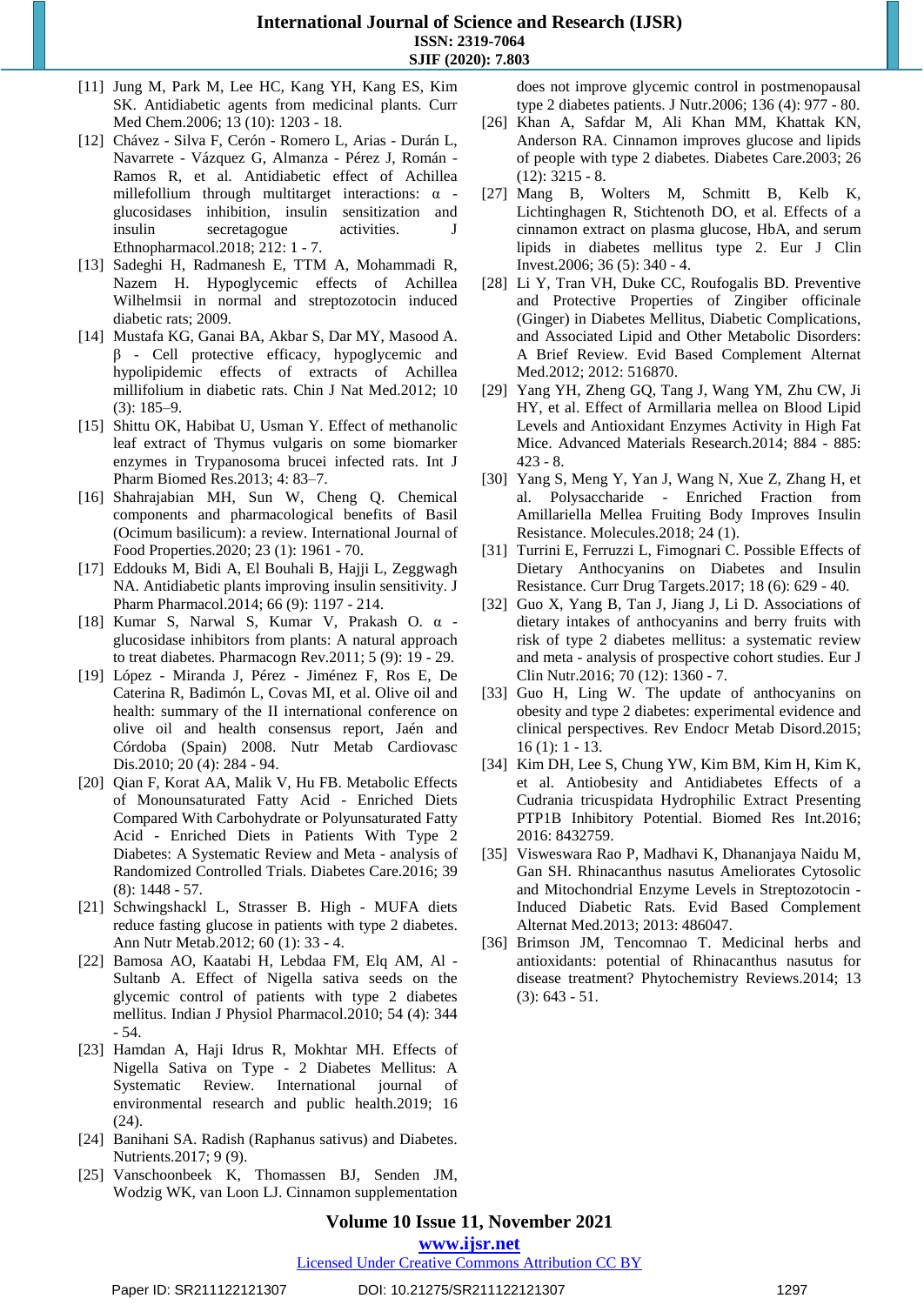[11] Jung M, Park M, Lee HC, Kang YH, Kang ES, Kim SK. Antidiabetic agents from medicinal plants. Curr Med Chem.2006; 13 (10): 1203 - 18.

[12] Chávez - Silva F, Cerón - Romero L, Arias - Durán L, Navarrete - Vázquez G, Almanza - Pérez J, Román - Ramos R, et al. Antidiabetic effect of Achillea millefollium through multitarget interactions: α - glucosidases inhibition, insulin sensitization and insulin secretagogue activities. J Ethnopharmacol.2018; 212: 1 - 7.

[13] Sadeghi H, Radmanesh E, TTM A, Mohammadi R, Nazem H. Hypoglycemic effects of Achillea Wilhelmsii in normal and streptozotocin induced diabetic rats; 2009.

[14] Mustafa KG, Ganai BA, Akbar S, Dar MY, Masood A. β - Cell protective efficacy, hypoglycemic and hypolipidemic effects of extracts of Achillea millifolium in diabetic rats. Chin J Nat Med.2012; 10 (3): 185–9.

[15] Shittu OK, Habibat U, Usman Y. Effect of methanolic leaf extract of Thymus vulgaris on some biomarker enzymes in Trypanosoma brucei infected rats. Int J Pharm Biomed Res.2013; 4: 83–7.

[16] Shahrajabian MH, Sun W, Cheng Q. Chemical components and pharmacological benefits of Basil (Ocimum basilicum): a review. International Journal of Food Properties.2020; 23 (1): 1961 - 70.

[17] Eddouks M, Bidi A, El Bouhali B, Hajji L, Zeggwagh NA. Antidiabetic plants improving insulin sensitivity. J Pharm Pharmacol.2014; 66 (9): 1197 - 214.

[18] Kumar S, Narwal S, Kumar V, Prakash O. α - glucosidase inhibitors from plants: A natural approach to treat diabetes. Pharmacogn Rev.2011; 5 (9): 19 - 29.

[19] López - Miranda J, Pérez - Jiménez F, Ros E, De Caterina R, Badimón L, Covas MI, et al. Olive oil and health: summary of the II international conference on olive oil and health consensus report, Jaén and Córdoba (Spain) 2008. Nutr Metab Cardiovasc Dis.2010; 20 (4): 284 - 94.

[20] Qian F, Korat AA, Malik V, Hu FB. Metabolic Effects of Monounsaturated Fatty Acid - Enriched Diets Compared With Carbohydrate or Polyunsaturated Fatty Acid - Enriched Diets in Patients With Type 2 Diabetes: A Systematic Review and Meta - analysis of Randomized Controlled Trials. Diabetes Care.2016; 39 (8): 1448 - 57.

[21] Schwingshackl L, Strasser B. High - MUFA diets reduce fasting glucose in patients with type 2 diabetes. Ann Nutr Metab.2012; 60 (1): 33 - 4.

[22] Bamosa AO, Kaatabi H, Lebdaa FM, Elq AM, Al - Sultanb A. Effect of Nigella sativa seeds on the glycemic control of patients with type 2 diabetes mellitus. Indian J Physiol Pharmacol.2010; 54 (4): 344 - 54.

[23] Hamdan A, Haji Idrus R, Mokhtar MH. Effects of Nigella Sativa on Type - 2 Diabetes Mellitus: A Systematic Review. International journal of environmental research and public health.2019; 16 (24).

[24] Banihani SA. Radish (Raphanus sativus) and Diabetes. Nutrients.2017; 9 (9).

[25] Vanschoonbeek K, Thomassen BJ, Senden JM, Wodzig WK, van Loon LJ. Cinnamon supplementation does not improve glycemic control in postmenopausal type 2 diabetes patients. J Nutr.2006; 136 (4): 977 - 80.

[26] Khan A, Safdar M, Ali Khan MM, Khattak KN, Anderson RA. Cinnamon improves glucose and lipids of people with type 2 diabetes. Diabetes Care.2003; 26 (12): 3215 - 8.

[27] Mang B, Wolters M, Schmitt B, Kelb K, Lichtinghagen R, Stichtenoth DO, et al. Effects of a cinnamon extract on plasma glucose, HbA, and serum lipids in diabetes mellitus type 2. Eur J Clin Invest.2006; 36 (5): 340 - 4.

[28] Li Y, Tran VH, Duke CC, Roufogalis BD. Preventive and Protective Properties of Zingiber officinale (Ginger) in Diabetes Mellitus, Diabetic Complications, and Associated Lipid and Other Metabolic Disorders: A Brief Review. Evid Based Complement Alternat Med.2012; 2012: 516870.

[29] Yang YH, Zheng GQ, Tang J, Wang YM, Zhu CW, Ji HY, et al. Effect of Armillaria mellea on Blood Lipid Levels and Antioxidant Enzymes Activity in High Fat Mice. Advanced Materials Research.2014; 884 - 885: 423 - 8.

[30] Yang S, Meng Y, Yan J, Wang N, Xue Z, Zhang H, et al. Polysaccharide - Enriched Fraction from Amillariella Mellea Fruiting Body Improves Insulin Resistance. Molecules.2018; 24 (1).

[31] Turrini E, Ferruzzi L, Fimognari C. Possible Effects of Dietary Anthocyanins on Diabetes and Insulin Resistance. Curr Drug Targets.2017; 18 (6): 629 - 40.

[32] Guo X, Yang B, Tan J, Jiang J, Li D. Associations of dietary intakes of anthocyanins and berry fruits with risk of type 2 diabetes mellitus: a systematic review and meta - analysis of prospective cohort studies. Eur J Clin Nutr.2016; 70 (12): 1360 - 7.

[33] Guo H, Ling W. The update of anthocyanins on obesity and type 2 diabetes: experimental evidence and clinical perspectives. Rev Endocr Metab Disord.2015; 16 (1): 1 - 13.

[34] Kim DH, Lee S, Chung YW, Kim BM, Kim H, Kim K, et al. Antiobesity and Antidiabetes Effects of a Cudrania tricuspidata Hydrophilic Extract Presenting PTP1B Inhibitory Potential. Biomed Res Int.2016; 2016: 8432759.

[35] Visweswara Rao P, Madhavi K, Dhananjaya Naidu M, Gan SH. Rhinacanthus nasutus Ameliorates Cytosolic and Mitochondrial Enzyme Levels in Streptozotocin - Induced Diabetic Rats. Evid Based Complement Alternat Med.2013; 2013: 486047.

[36] Brimson JM, Tencomnao T. Medicinal herbs and antioxidants: potential of Rhinacanthus nasutus for disease treatment? Phytochemistry Reviews.2014; 13 (3): 643 - 51.